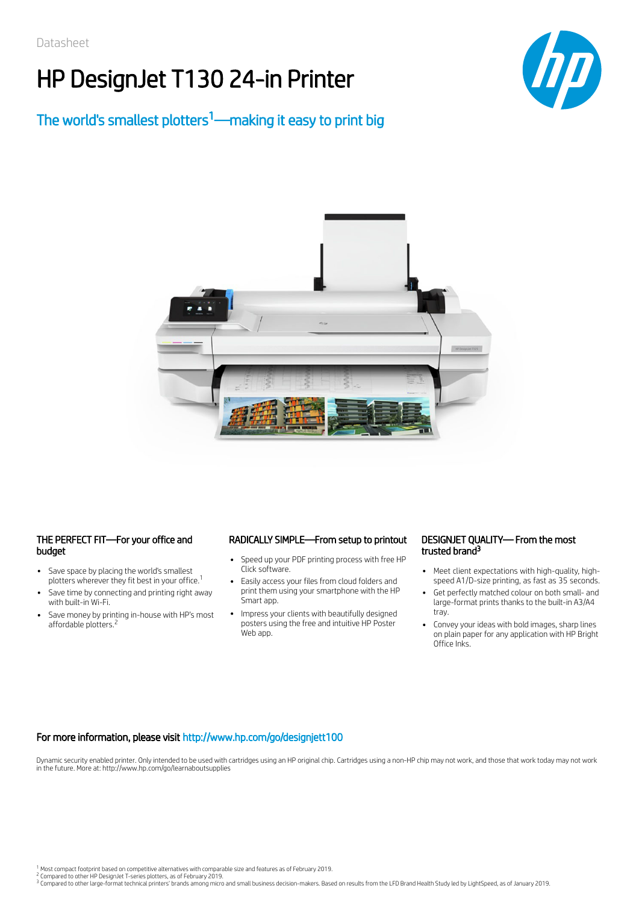Datasheet

# HP DesignJet T130 24-in Printer

## The world's smallest plotters[1]—making it easy to print big

### THE PERFECT FIT—For your office and budget

- Save space by placing the world's smallest plotters wherever they fit best in your office.[1]
- Save time by connecting and printing right away with built-in Wi-Fi.
- Save money by printing in-house with HP's most affordable plotters.[2]

### RADICALLY SIMPLE—From setup to printout

- Speed up your PDF printing process with free HP Click software.
- Easily access your files from cloud folders and print them using your smartphone with the HP Smart app.
- Impress your clients with beautifully designed posters using the free and intuitive HP Poster Web app.

### DESIGNJET QUALITY— From the most trusted brand[3]

- Meet client expectations with high-quality, high-speed A1/D-size printing, as fast as 35 seconds.
- Get perfectly matched colour on both small- and large-format prints thanks to the built-in A3/A4 tray.
- Convey your ideas with bold images, sharp lines on plain paper for any application with HP Bright Office Inks.

**For more information, please visit http://www.hp.com/go/designjett100**

Dynamic security enabled printer. Only intended to be used with cartridges using an HP original chip. Cartridges using a non-HP chip may not work, and those that work today may not work in the future. More at: http://www.hp.com/go/learnaboutsupplies

[1] Most compact footprint based on competitive alternatives with comparable size and features as of February 2019.
[2] Compared to other HP DesignJet T-series plotters, as of February 2019.
[3] Compared to other large-format technical printers' brands among micro and small business decision-makers. Based on results from the LFD Brand Health Study led by LightSpeed, as of January 2019.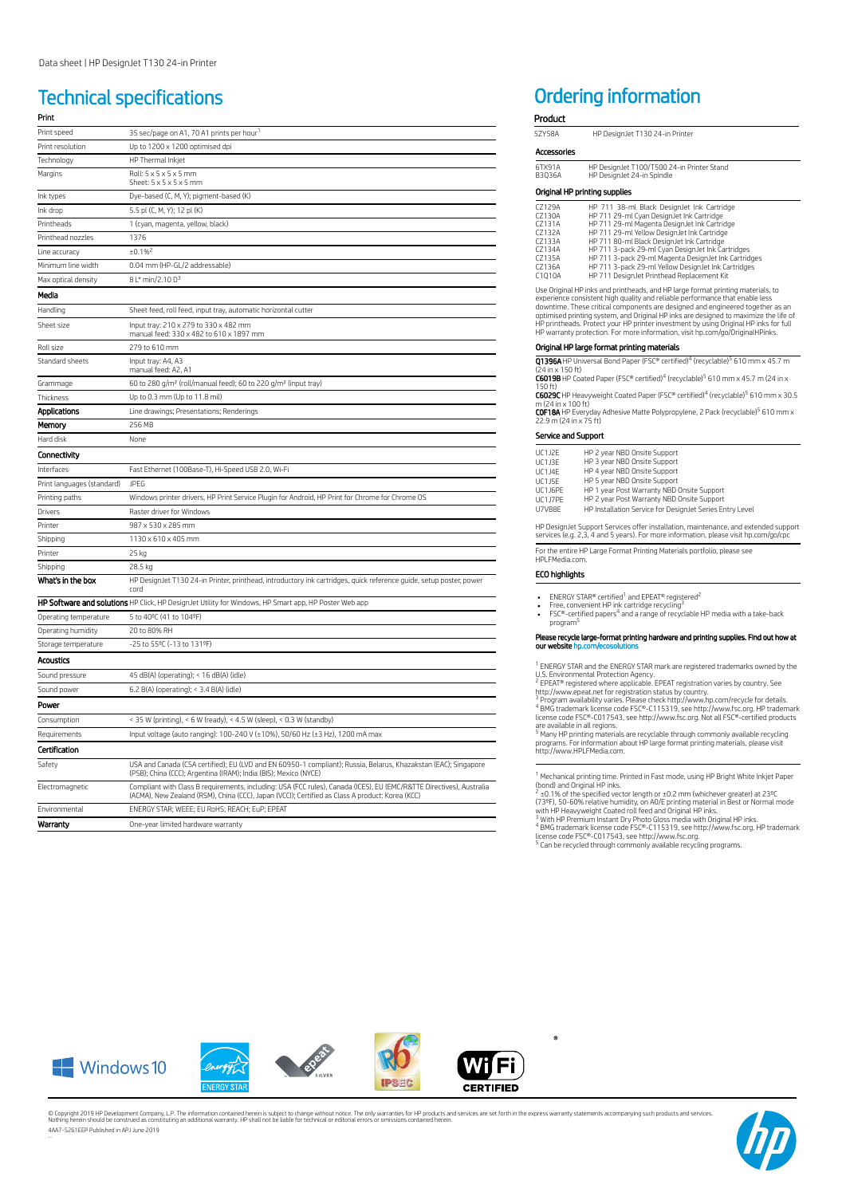# Technical specifications

| | |
|---|---|
| **Print** | |
| Print speed | 35 sec/page on A1, 70 A1 prints per hour[1] |
| Print resolution | Up to 1200 x 1200 optimised dpi |
| Technology | HP Thermal Inkjet |
| Margins | Roll: 5 x 5 x 5 x 5 mm<br>Sheet: 5 x 5 x 5 x 5 mm |
| Ink types | Dye-based (C, M, Y); pigment-based (K) |
| Ink drop | 5.5 pl (C, M, Y); 12 pl (K) |
| Printheads | 1 (cyan, magenta, yellow, black) |
| Printhead nozzles | 1376 |
| Line accuracy | ±0.1%[2] |
| Minimum line width | 0.04 mm (HP-GL/2 addressable) |
| Max optical density | 8 L* min/2.10 D[3] |
| **Media** | |
| Handling | Sheet feed, roll feed, input tray, automatic horizontal cutter |
| Sheet size | Input tray: 210 x 279 to 330 x 482 mm<br>manual feed: 330 x 482 to 610 x 1897 mm |
| Roll size | 279 to 610 mm |
| Standard sheets | Input tray: A4, A3<br>manual feed: A2, A1 |
| Grammage | 60 to 280 g/m² (roll/manual feed); 60 to 220 g/m² (input tray) |
| Thickness | Up to 0.3 mm (Up to 11.8 mil) |
| **Applications** | Line drawings; Presentations; Renderings |
| **Memory** | 256 MB |
| Hard disk | None |
| **Connectivity** | |
| Interfaces | Fast Ethernet (100Base-T), Hi-Speed USB 2.0, Wi-Fi |
| Print languages (standard) | JPEG |
| Printing paths | Windows printer drivers, HP Print Service Plugin for Android, HP Print for Chrome for Chrome OS |
| Drivers | Raster driver for Windows |
| Printer | 987 x 530 x 285 mm |
| Shipping | 1130 x 610 x 405 mm |
| Printer | 25 kg |
| Shipping | 28.5 kg |
| **What's in the box** | HP DesignJet T130 24-in Printer, printhead, introductory ink cartridges, quick reference guide, setup poster, power cord |
| **HP Software and solutions** | HP Click, HP DesignJet Utility for Windows, HP Smart app, HP Poster Web app |
| Operating temperature | 5 to 40ºC (41 to 104ºF) |
| Operating humidity | 20 to 80% RH |
| Storage temperature | -25 to 55ºC (-13 to 131ºF) |
| **Acoustics** | |
| Sound pressure | 45 dB(A) (operating); < 16 dB(A) (idle) |
| Sound power | 6.2 B(A) (operating); < 3.4 B(A) (idle) |
| **Power** | |
| Consumption | < 35 W (printing), < 6 W (ready), < 4.5 W (sleep), < 0.3 W (standby) |
| Requirements | Input voltage (auto ranging): 100-240 V (±10%), 50/60 Hz (±3 Hz), 1200 mA max |
| **Certification** | |
| Safety | USA and Canada (CSA certified); EU (LVD and EN 60950-1 compliant); Russia, Belarus, Khazakstan (EAC); Singapore (PSB); China (CCC); Argentina (IRAM); India (BIS); Mexico (NYCE) |
| Electromagnetic | Compliant with Class B requirements, including: USA (FCC rules), Canada (ICES), EU (EMC/R&TTE Directives), Australia (ACMA), New Zealand (RSM), China (CCC), Japan (VCCI); Certified as Class A product: Korea (KCC) |
| Environmental | ENERGY STAR; WEEE; EU RoHS; REACH; EuP; EPEAT |
| **Warranty** | One-year limited hardware warranty |

# Ordering information

## Product

| | |
|---|---|
| 5ZY58A | HP DesignJet T130 24-in Printer |

### Accessories

| | |
|---|---|
| 6TX91A | HP DesignJet T100/T500 24-in Printer Stand |
| B3Q36A | HP DesignJet 24-in Spindle |

### Original HP printing supplies

| | |
|---|---|
| CZ129A | HP 711 38-ml Black DesignJet Ink Cartridge |
| CZ130A | HP 711 29-ml Cyan DesignJet Ink Cartridge |
| CZ131A | HP 711 29-ml Magenta DesignJet Ink Cartridge |
| CZ132A | HP 711 29-ml Yellow DesignJet Ink Cartridge |
| CZ133A | HP 711 80-ml Black DesignJet Ink Cartridge |
| CZ134A | HP 711 3-pack 29-ml Cyan DesignJet Ink Cartridges |
| CZ135A | HP 711 3-pack 29-ml Magenta DesignJet Ink Cartridges |
| CZ136A | HP 711 3-pack 29-ml Yellow DesignJet Ink Cartridges |
| C1Q10A | HP 711 DesignJet Printhead Replacement Kit |

Use Original HP inks and printheads, and HP large format printing materials, to experience consistent high quality and reliable performance that enable less downtime. These critical components are designed and engineered together as an optimised printing system, and Original HP inks are designed to maximize the life of HP printheads. Protect your HP printer investment by using Original HP inks for full HP warranty protection. For more information, visit hp.com/go/OriginalHPinks.

### Original HP large format printing materials

**Q1396A** HP Universal Bond Paper (FSC® certified)[4] (recyclable)[5] 610 mm x 45.7 m (24 in x 150 ft)

**C6019B** HP Coated Paper (FSC® certified)[4] (recyclable)[5] 610 mm x 45.7 m (24 in x 150 ft)

**C6029C** HP Heavyweight Coated Paper (FSC® certified)[4] (recyclable)[5] 610 mm x 30.5 m (24 in x 100 ft)

**C0F18A** HP Everyday Adhesive Matte Polypropylene, 2 Pack (recyclable)[5] 610 mm x 22.9 m (24 in x 75 ft)

### Service and Support

| | |
|---|---|
| UC1J2E | HP 2 year NBD Onsite Support |
| UC1J3E | HP 3 year NBD Onsite Support |
| UC1J4E | HP 4 year NBD Onsite Support |
| UC1J5E | HP 5 year NBD Onsite Support |
| UC1J6PE | HP 1 year Post Warranty NBD Onsite Support |
| UC1J7PE | HP 2 year Post Warranty NBD Onsite Support |
| U7VB8E | HP Installation Service for DesignJet Series Entry Level |

HP DesignJet Support Services offer installation, maintenance, and extended support services (e.g. 2,3, 4 and 5 years). For more information, please visit hp.com/go/cpc

For the entire HP Large Format Printing Materials portfolio, please see HPLFMedia.com.

### ECO highlights

- ENERGY STAR® certified[1] and EPEAT® registered[2]
- Free, convenient HP ink cartridge recycling[3]
- FSC®-certified papers[4] and a range of recyclable HP media with a take-back program[5]

**Please recycle large-format printing hardware and printing supplies. Find out how at our website hp.com/ecosolutions**

[1] ENERGY STAR and the ENERGY STAR mark are registered trademarks owned by the U.S. Environmental Protection Agency.
[2] EPEAT® registered where applicable. EPEAT registration varies by country. See http://www.epeat.net for registration status by country.
[3] Program availability varies. Please check http://www.hp.com/recycle for details.
[4] BMG trademark license code FSC®-C115319, see http://www.fsc.org. HP trademark license code FSC®-C017543, see http://www.fsc.org. Not all FSC®-certified products are available in all regions.
[5] Many HP printing materials are recyclable through commonly available recycling programs. For information about HP large format printing materials, please visit http://www.HPLFMedia.com.

[1] Mechanical printing time. Printed in Fast mode, using HP Bright White Inkjet Paper (bond) and Original HP inks.
[2] ±0.1% of the specified vector length or ±0.2 mm (whichever greater) at 23ºC (73ºF), 50-60% relative humidity, on A0/E printing material in Best or Normal mode with HP Heavyweight Coated roll feed and Original HP inks.
[3] With HP Premium Instant Dry Photo Gloss media with Original HP inks.
[4] BMG trademark license code FSC®-C115319, see http://www.fsc.org. HP trademark license code FSC®-C017543, see http://www.fsc.org.
[5] Can be recycled through commonly available recycling programs.

Windows 10

ENERGY STAR

SILVER

IPSEC

Wi Fi CERTIFIED

© Copyright 2019 HP Development Company, L.P. The information contained herein is subject to change without notice. The only warranties for HP products and services are set forth in the express warranty statements accompanying such products and services. Nothing herein should be construed as constituting an additional warranty. HP shall not be liable for technical or editorial errors or omissions contained herein.

4AA7-5261EEP Published in APJ June 2019